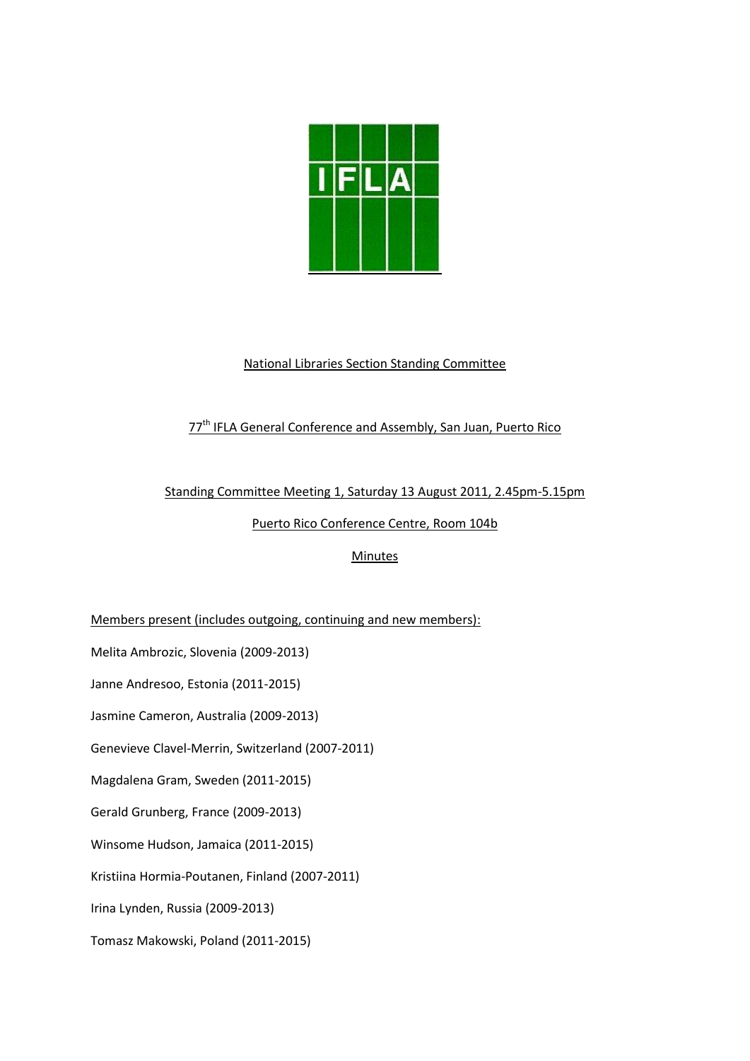IFLA

National Libraries Section Standing Committee

77th IFLA General Conference and Assembly, San Juan, Puerto Rico

Standing Committee Meeting 1, Saturday 13 August 2011, 2.45pm-5.15pm

Puerto Rico Conference Centre, Room 104b

Minutes

Members present (includes outgoing, continuing and new members):

Melita Ambrozic, Slovenia (2009-2013)

Janne Andresoo, Estonia (2011-2015)

Jasmine Cameron, Australia (2009-2013)

Genevieve Clavel-Merrin, Switzerland (2007-2011)

Magdalena Gram, Sweden (2011-2015)

Gerald Grunberg, France (2009-2013)

Winsome Hudson, Jamaica (2011-2015)

Kristiina Hormia-Poutanen, Finland (2007-2011)

Irina Lynden, Russia (2009-2013)

Tomasz Makowski, Poland (2011-2015)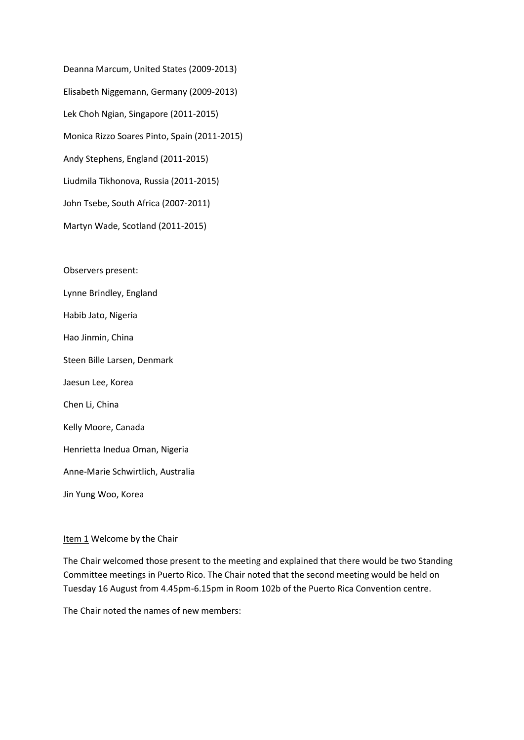Deanna Marcum, United States (2009-2013)

Elisabeth Niggemann, Germany (2009-2013)

Lek Choh Ngian, Singapore (2011-2015)

Monica Rizzo Soares Pinto, Spain (2011-2015)

Andy Stephens, England (2011-2015)

Liudmila Tikhonova, Russia (2011-2015)

John Tsebe, South Africa (2007-2011)

Martyn Wade, Scotland (2011-2015)

Observers present:

Lynne Brindley, England

Habib Jato, Nigeria

Hao Jinmin, China

Steen Bille Larsen, Denmark

Jaesun Lee, Korea

Chen Li, China

Kelly Moore, Canada

Henrietta Inedua Oman, Nigeria

Anne-Marie Schwirtlich, Australia

Jin Yung Woo, Korea

Item 1 Welcome by the Chair

The Chair welcomed those present to the meeting and explained that there would be two Standing Committee meetings in Puerto Rico. The Chair noted that the second meeting would be held on Tuesday 16 August from 4.45pm-6.15pm in Room 102b of the Puerto Rica Convention centre.

The Chair noted the names of new members: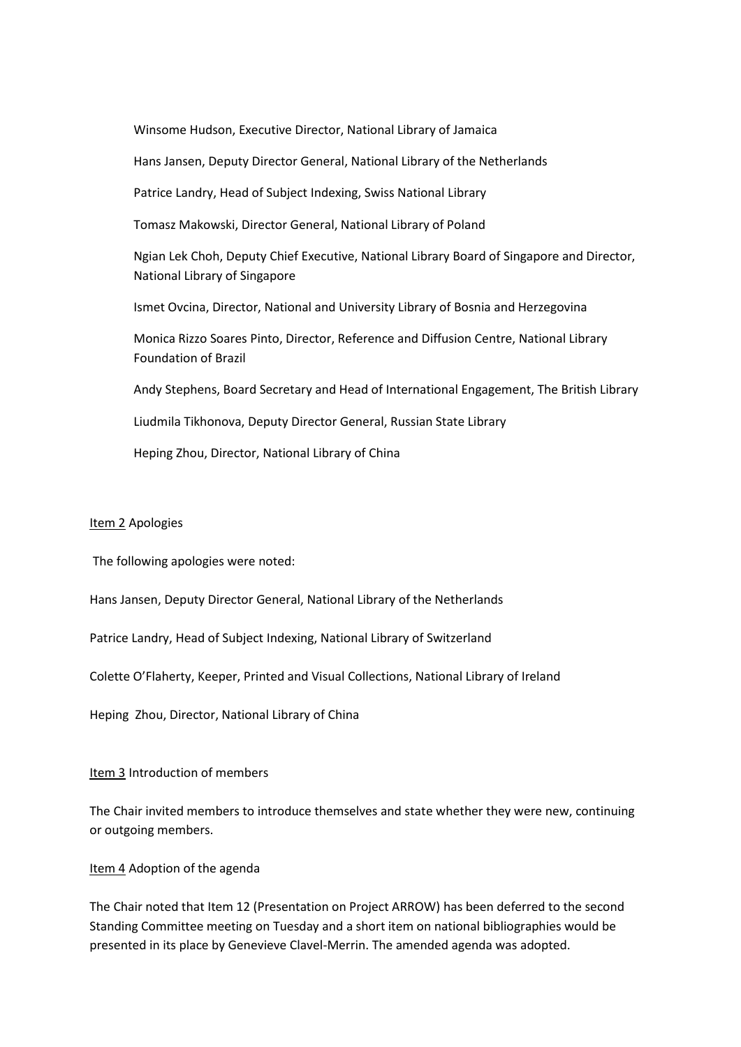Winsome Hudson, Executive Director, National Library of Jamaica

Hans Jansen, Deputy Director General, National Library of the Netherlands

Patrice Landry, Head of Subject Indexing, Swiss National Library

Tomasz Makowski, Director General, National Library of Poland

Ngian Lek Choh, Deputy Chief Executive, National Library Board of Singapore and Director, National Library of Singapore

Ismet Ovcina, Director, National and University Library of Bosnia and Herzegovina

Monica Rizzo Soares Pinto, Director, Reference and Diffusion Centre, National Library Foundation of Brazil

Andy Stephens, Board Secretary and Head of International Engagement, The British Library

Liudmila Tikhonova, Deputy Director General, Russian State Library

Heping Zhou, Director, National Library of China

Item 2 Apologies

The following apologies were noted:

Hans Jansen, Deputy Director General, National Library of the Netherlands

Patrice Landry, Head of Subject Indexing, National Library of Switzerland

Colette O'Flaherty, Keeper, Printed and Visual Collections, National Library of Ireland

Heping Zhou, Director, National Library of China

Item 3 Introduction of members

The Chair invited members to introduce themselves and state whether they were new, continuing or outgoing members.

Item 4 Adoption of the agenda

The Chair noted that Item 12 (Presentation on Project ARROW) has been deferred to the second Standing Committee meeting on Tuesday and a short item on national bibliographies would be presented in its place by Genevieve Clavel-Merrin. The amended agenda was adopted.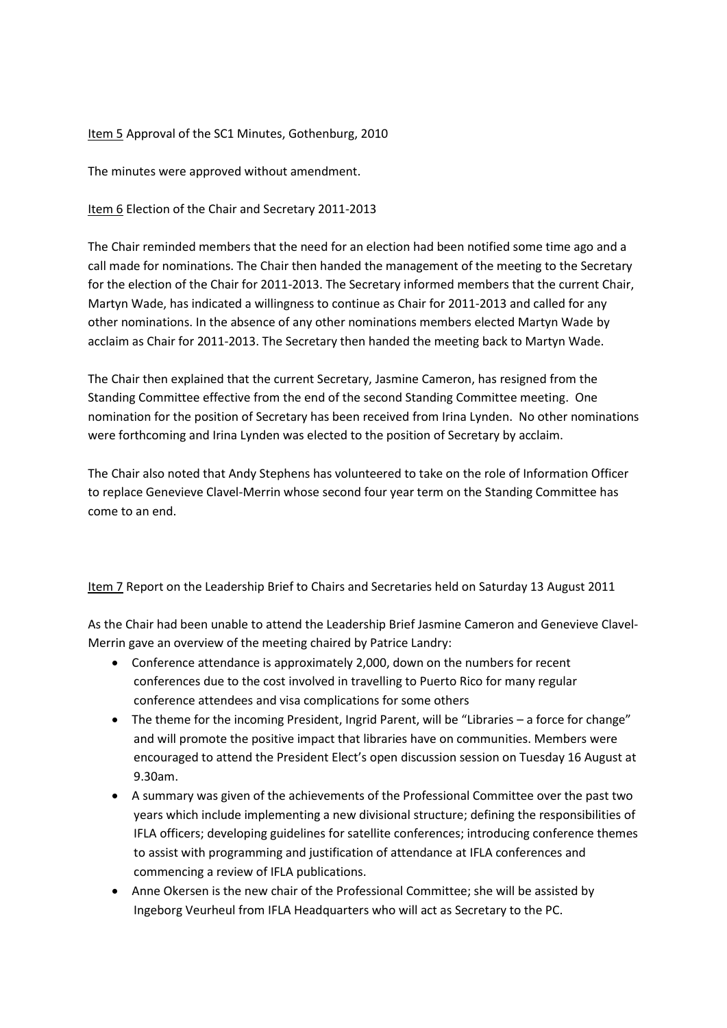Item 5 Approval of the SC1 Minutes, Gothenburg, 2010

The minutes were approved without amendment.

Item 6 Election of the Chair and Secretary 2011-2013

The Chair reminded members that the need for an election had been notified some time ago and a call made for nominations. The Chair then handed the management of the meeting to the Secretary for the election of the Chair for 2011-2013. The Secretary informed members that the current Chair, Martyn Wade, has indicated a willingness to continue as Chair for 2011-2013 and called for any other nominations. In the absence of any other nominations members elected Martyn Wade by acclaim as Chair for 2011-2013. The Secretary then handed the meeting back to Martyn Wade.

The Chair then explained that the current Secretary, Jasmine Cameron, has resigned from the Standing Committee effective from the end of the second Standing Committee meeting. One nomination for the position of Secretary has been received from Irina Lynden. No other nominations were forthcoming and Irina Lynden was elected to the position of Secretary by acclaim.

The Chair also noted that Andy Stephens has volunteered to take on the role of Information Officer to replace Genevieve Clavel-Merrin whose second four year term on the Standing Committee has come to an end.

Item 7 Report on the Leadership Brief to Chairs and Secretaries held on Saturday 13 August 2011

As the Chair had been unable to attend the Leadership Brief Jasmine Cameron and Genevieve Clavel-Merrin gave an overview of the meeting chaired by Patrice Landry:

- Conference attendance is approximately 2,000, down on the numbers for recent conferences due to the cost involved in travelling to Puerto Rico for many regular conference attendees and visa complications for some others
- The theme for the incoming President, Ingrid Parent, will be "Libraries – a force for change" and will promote the positive impact that libraries have on communities. Members were encouraged to attend the President Elect's open discussion session on Tuesday 16 August at 9.30am.
- A summary was given of the achievements of the Professional Committee over the past two years which include implementing a new divisional structure; defining the responsibilities of IFLA officers; developing guidelines for satellite conferences; introducing conference themes to assist with programming and justification of attendance at IFLA conferences and commencing a review of IFLA publications.
- Anne Okersen is the new chair of the Professional Committee; she will be assisted by Ingeborg Veurheul from IFLA Headquarters who will act as Secretary to the PC.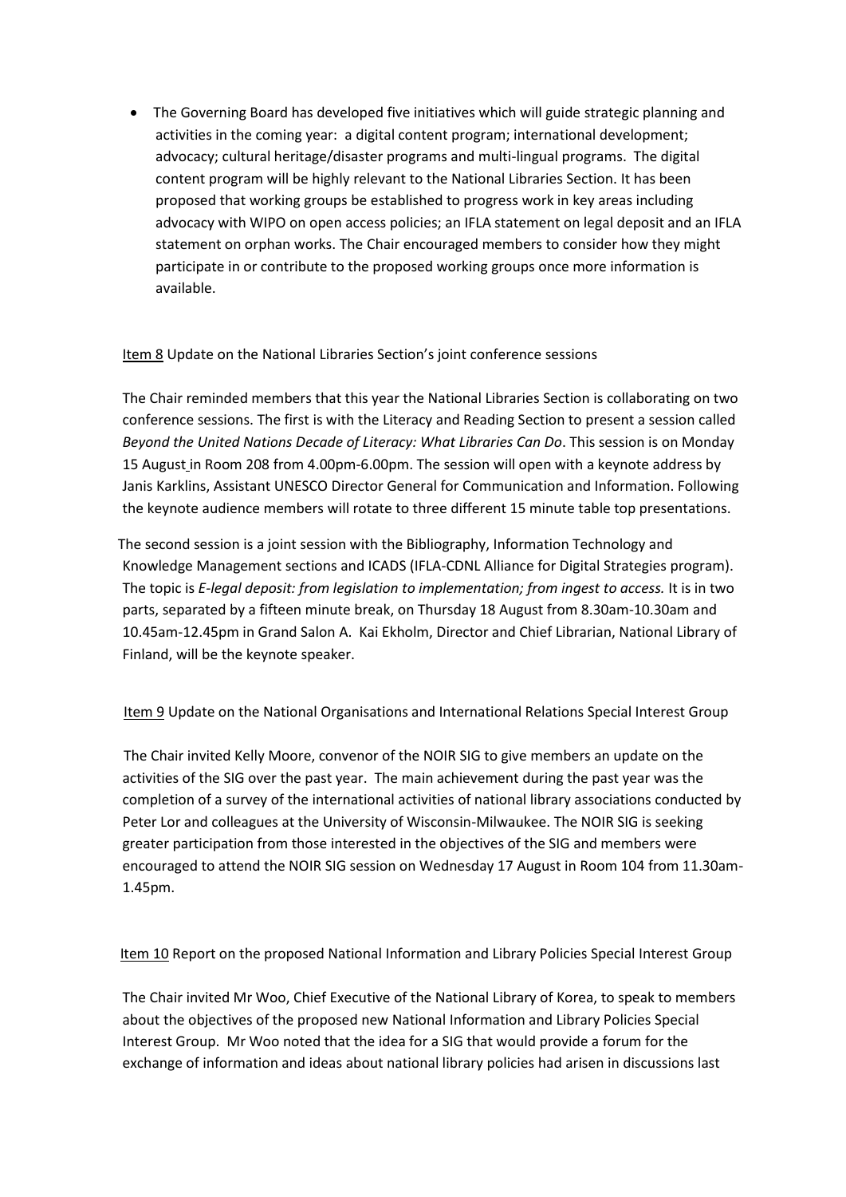- The Governing Board has developed five initiatives which will guide strategic planning and activities in the coming year: a digital content program; international development; advocacy; cultural heritage/disaster programs and multi-lingual programs. The digital content program will be highly relevant to the National Libraries Section. It has been proposed that working groups be established to progress work in key areas including advocacy with WIPO on open access policies; an IFLA statement on legal deposit and an IFLA statement on orphan works. The Chair encouraged members to consider how they might participate in or contribute to the proposed working groups once more information is available.

<u>Item 8</u> Update on the National Libraries Section's joint conference sessions

The Chair reminded members that this year the National Libraries Section is collaborating on two conference sessions. The first is with the Literacy and Reading Section to present a session called *Beyond the United Nations Decade of Literacy: What Libraries Can Do*. This session is on Monday 15 August in Room 208 from 4.00pm-6.00pm. The session will open with a keynote address by Janis Karklins, Assistant UNESCO Director General for Communication and Information. Following the keynote audience members will rotate to three different 15 minute table top presentations.

The second session is a joint session with the Bibliography, Information Technology and Knowledge Management sections and ICADS (IFLA-CDNL Alliance for Digital Strategies program). The topic is *E-legal deposit: from legislation to implementation; from ingest to access.* It is in two parts, separated by a fifteen minute break, on Thursday 18 August from 8.30am-10.30am and 10.45am-12.45pm in Grand Salon A. Kai Ekholm, Director and Chief Librarian, National Library of Finland, will be the keynote speaker.

<u>Item 9</u> Update on the National Organisations and International Relations Special Interest Group

The Chair invited Kelly Moore, convenor of the NOIR SIG to give members an update on the activities of the SIG over the past year. The main achievement during the past year was the completion of a survey of the international activities of national library associations conducted by Peter Lor and colleagues at the University of Wisconsin-Milwaukee. The NOIR SIG is seeking greater participation from those interested in the objectives of the SIG and members were encouraged to attend the NOIR SIG session on Wednesday 17 August in Room 104 from 11.30am-1.45pm.

<u>Item 10</u> Report on the proposed National Information and Library Policies Special Interest Group

The Chair invited Mr Woo, Chief Executive of the National Library of Korea, to speak to members about the objectives of the proposed new National Information and Library Policies Special Interest Group. Mr Woo noted that the idea for a SIG that would provide a forum for the exchange of information and ideas about national library policies had arisen in discussions last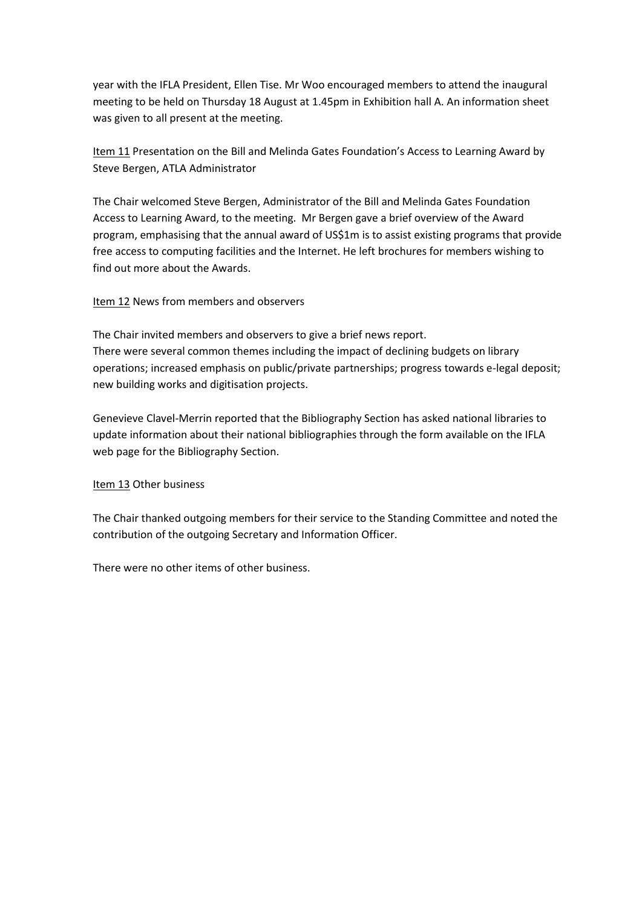year with the IFLA President, Ellen Tise. Mr Woo encouraged members to attend the inaugural meeting to be held on Thursday 18 August at 1.45pm in Exhibition hall A. An information sheet was given to all present at the meeting.

Item 11 Presentation on the Bill and Melinda Gates Foundation's Access to Learning Award by Steve Bergen, ATLA Administrator

The Chair welcomed Steve Bergen, Administrator of the Bill and Melinda Gates Foundation Access to Learning Award, to the meeting. Mr Bergen gave a brief overview of the Award program, emphasising that the annual award of US$1m is to assist existing programs that provide free access to computing facilities and the Internet. He left brochures for members wishing to find out more about the Awards.

Item 12 News from members and observers

The Chair invited members and observers to give a brief news report.
There were several common themes including the impact of declining budgets on library operations; increased emphasis on public/private partnerships; progress towards e-legal deposit; new building works and digitisation projects.

Genevieve Clavel-Merrin reported that the Bibliography Section has asked national libraries to update information about their national bibliographies through the form available on the IFLA web page for the Bibliography Section.

Item 13 Other business

The Chair thanked outgoing members for their service to the Standing Committee and noted the contribution of the outgoing Secretary and Information Officer.

There were no other items of other business.